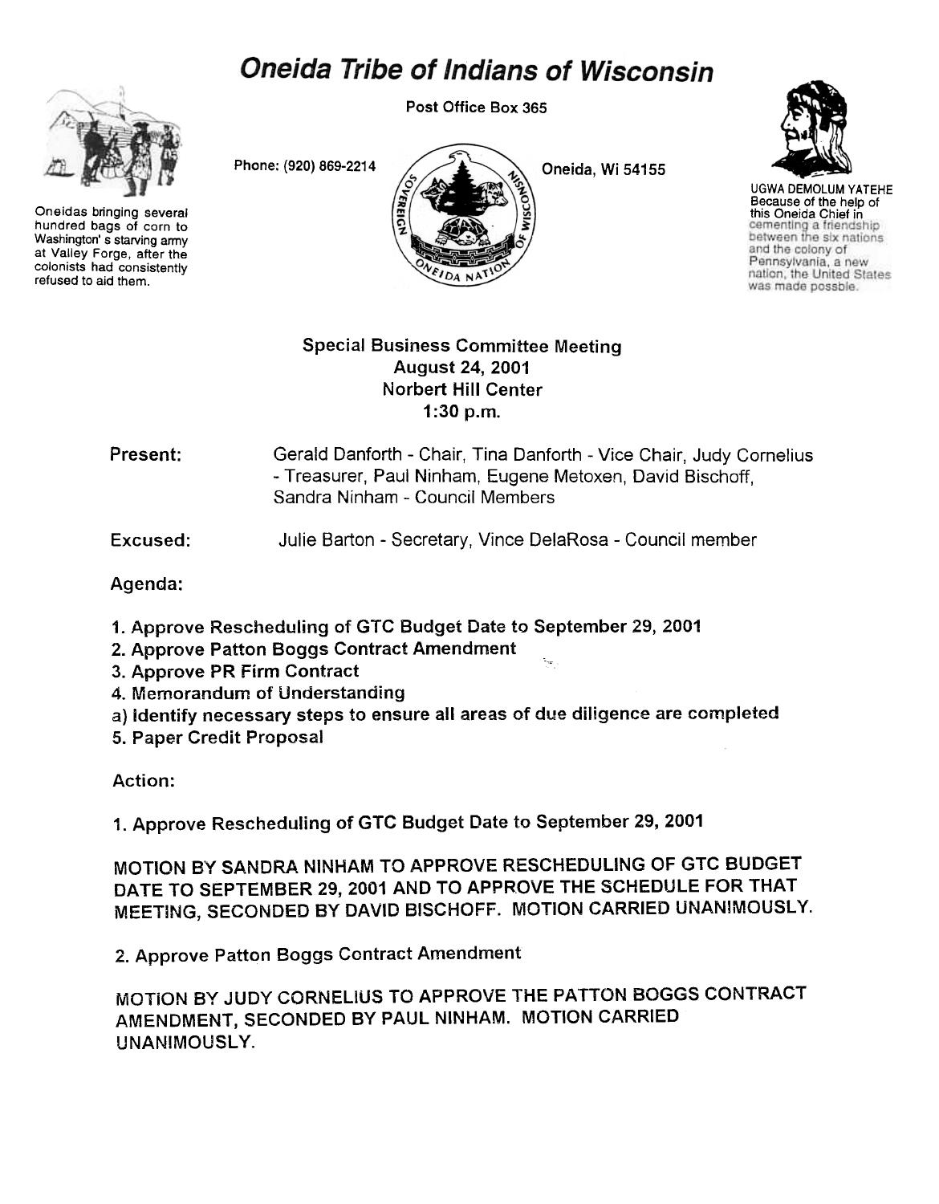# Oneida Tribe of Indians of Wisconsin

Oneidas bringing several hundred bags of corn to Washington' s starving army at Valley Forge, after the colonists had consistently refused to aid them.

Post Office Box 365

Phone: (920) 869-2214

Oneida, Wi 54155

UGWA DEMOLUM YATEHE
Because of the help of this Oneida Chief in cementing a friendship between the six nations and the colony of Pennsylvania, a new nation, the United States was made possble.

## Special Business Committee Meeting
## August 24, 2001
## Norbert Hill Center
## 1:30 p.m.

**Present:** Gerald Danforth - Chair, Tina Danforth - Vice Chair, Judy Cornelius - Treasurer, Paul Ninham, Eugene Metoxen, David Bischoff, Sandra Ninham - Council Members

**Excused:** Julie Barton - Secretary, Vince DelaRosa - Council member

**Agenda:**

1. Approve Rescheduling of GTC Budget Date to September 29, 2001
2. Approve Patton Boggs Contract Amendment
3. Approve PR Firm Contract
4. Memorandum of Understanding
   a) identify necessary steps to ensure all areas of due diligence are completed
5. Paper Credit Proposal

**Action:**

1. Approve Rescheduling of GTC Budget Date to September 29, 2001

MOTION BY SANDRA NINHAM TO APPROVE RESCHEDULING OF GTC BUDGET DATE TO SEPTEMBER 29, 2001 AND TO APPROVE THE SCHEDULE FOR THAT MEETING, SECONDED BY DAVID BISCHOFF. MOTION CARRIED UNANIMOUSLY.

2. Approve Patton Boggs Contract Amendment

MOTION BY JUDY CORNELIUS TO APPROVE THE PATTON BOGGS CONTRACT AMENDMENT, SECONDED BY PAUL NINHAM. MOTION CARRIED UNANIMOUSLY.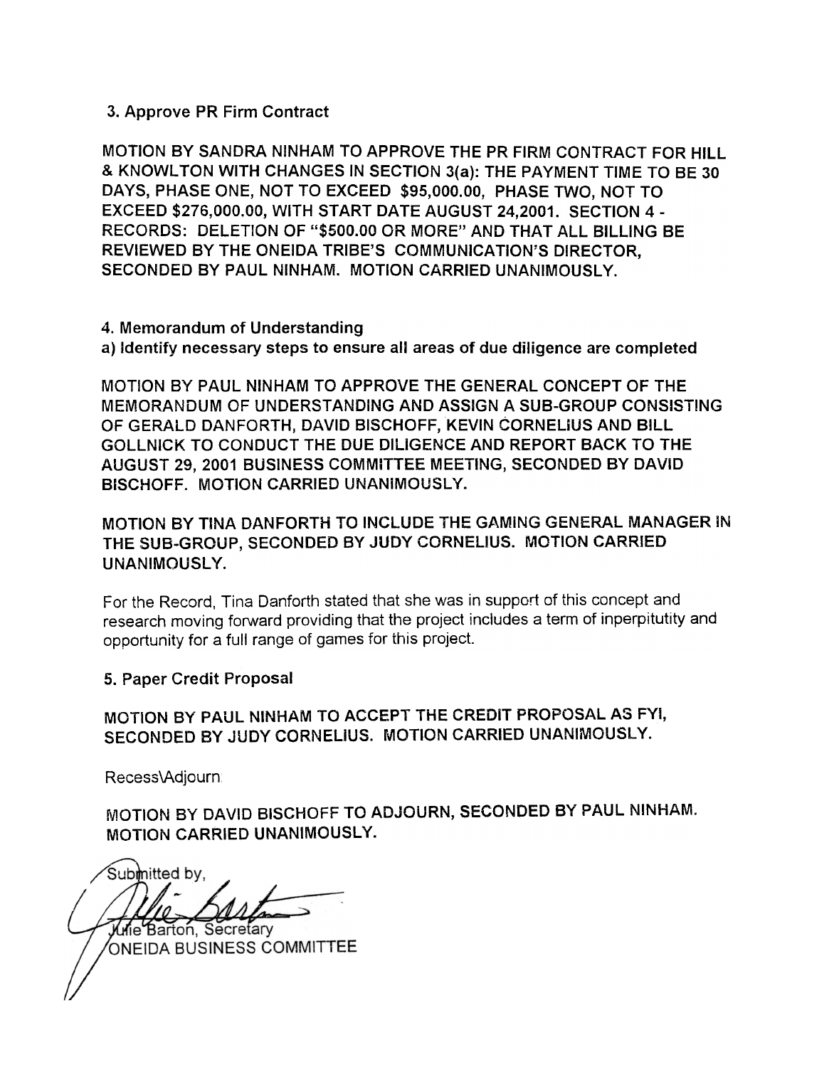### 3. Approve PR Firm Contract

**MOTION BY SANDRA NINHAM TO APPROVE THE PR FIRM CONTRACT FOR HILL & KNOWLTON WITH CHANGES IN SECTION 3(a): THE PAYMENT TIME TO BE 30 DAYS, PHASE ONE, NOT TO EXCEED $95,000.00, PHASE TWO, NOT TO EXCEED $276,000.00, WITH START DATE AUGUST 24,2001. SECTION 4 - RECORDS: DELETION OF "$500.00 OR MORE" AND THAT ALL BILLING BE REVIEWED BY THE ONEIDA TRIBE'S COMMUNICATION'S DIRECTOR, SECONDED BY PAUL NINHAM. MOTION CARRIED UNANIMOUSLY.**

### 4. Memorandum of Understanding

**a) Identify necessary steps to ensure all areas of due diligence are completed**

MOTION BY PAUL NINHAM TO APPROVE THE GENERAL CONCEPT OF THE MEMORANDUM OF UNDERSTANDING AND ASSIGN A SUB-GROUP CONSISTING OF GERALD DANFORTH, DAVID BISCHOFF, KEVIN CORNELIUS AND BILL GOLLNICK TO CONDUCT THE DUE DILIGENCE AND REPORT BACK TO THE AUGUST 29, 2001 BUSINESS COMMITTEE MEETING, SECONDED BY DAVID BISCHOFF. MOTION CARRIED UNANIMOUSLY.

MOTION BY TINA DANFORTH TO INCLUDE THE GAMING GENERAL MANAGER IN THE SUB-GROUP, SECONDED BY JUDY CORNELIUS. MOTION CARRIED UNANIMOUSLY.

For the Record, Tina Danforth stated that she was in support of this concept and research moving forward providing that the project includes a term of inperpitutity and opportunity for a full range of games for this project.

### 5. Paper Credit Proposal

MOTION BY PAUL NINHAM TO ACCEPT THE CREDIT PROPOSAL AS FYI, SECONDED BY JUDY CORNELIUS. MOTION CARRIED UNANIMOUSLY.

Recess\Adjourn

MOTION BY DAVID BISCHOFF TO ADJOURN, SECONDED BY PAUL NINHAM. MOTION CARRIED UNANIMOUSLY.

Submitted by,

Julie Barton, Secretary
ONEIDA BUSINESS COMMITTEE